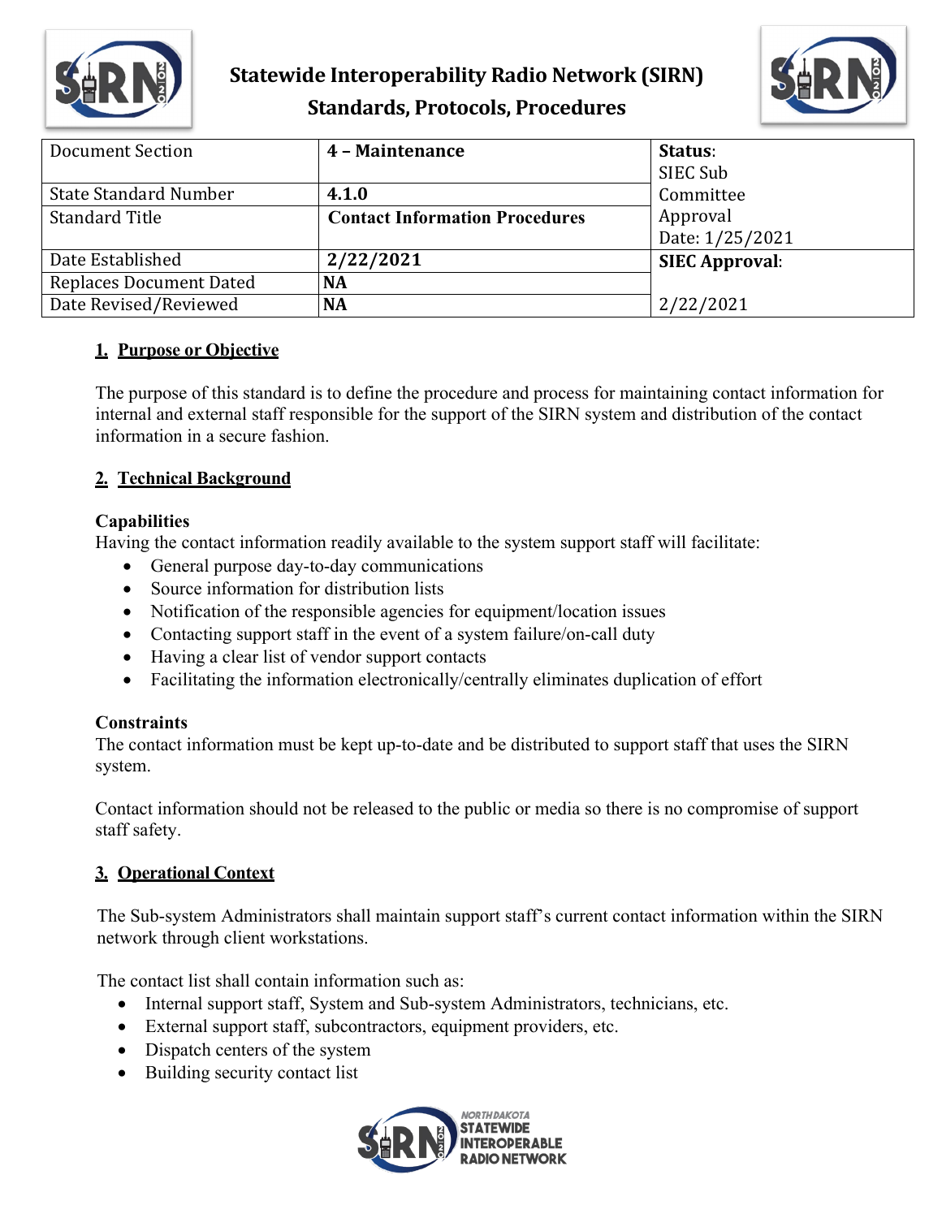# Statewide Interoperability Radio Network (SIRN)
# Standards, Protocols, Procedures

| Document Section | 4 – Maintenance | Status: SIEC Sub Committee Approval Date: 1/25/2021 |
|---|---|---|
| State Standard Number | 4.1.0 | |
| Standard Title | Contact Information Procedures | |
| Date Established | 2/22/2021 | SIEC Approval: 2/22/2021 |
| Replaces Document Dated | NA | |
| Date Revised/Reviewed | NA | |

## 1. Purpose or Objective

The purpose of this standard is to define the procedure and process for maintaining contact information for internal and external staff responsible for the support of the SIRN system and distribution of the contact information in a secure fashion.

## 2. Technical Background

### Capabilities

Having the contact information readily available to the system support staff will facilitate:

- General purpose day-to-day communications
- Source information for distribution lists
- Notification of the responsible agencies for equipment/location issues
- Contacting support staff in the event of a system failure/on-call duty
- Having a clear list of vendor support contacts
- Facilitating the information electronically/centrally eliminates duplication of effort

### Constraints

The contact information must be kept up-to-date and be distributed to support staff that uses the SIRN system.

Contact information should not be released to the public or media so there is no compromise of support staff safety.

## 3. Operational Context

The Sub-system Administrators shall maintain support staff's current contact information within the SIRN network through client workstations.

The contact list shall contain information such as:

- Internal support staff, System and Sub-system Administrators, technicians, etc.
- External support staff, subcontractors, equipment providers, etc.
- Dispatch centers of the system
- Building security contact list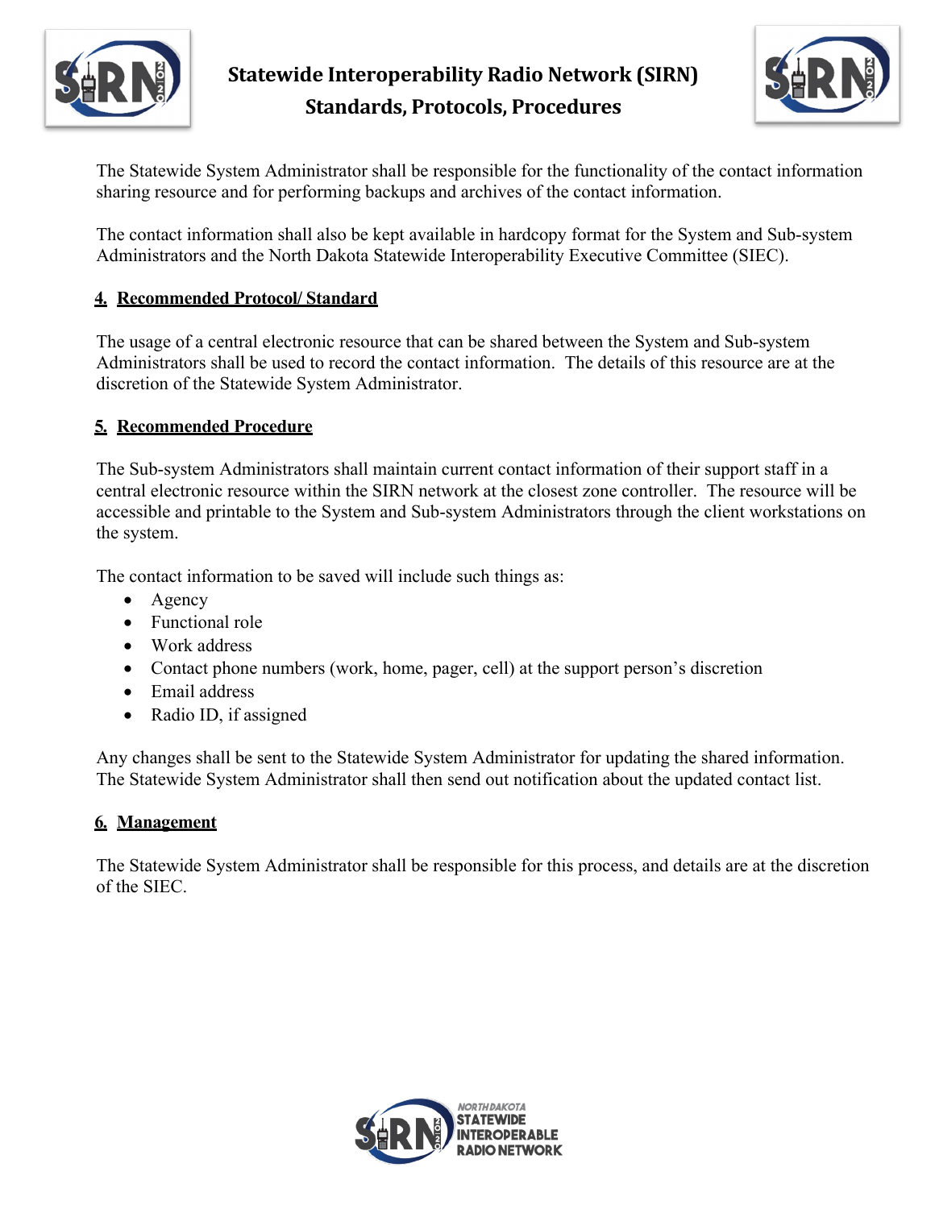The Statewide System Administrator shall be responsible for the functionality of the contact information sharing resource and for performing backups and archives of the contact information.

The contact information shall also be kept available in hardcopy format for the System and Sub-system Administrators and the North Dakota Statewide Interoperability Executive Committee (SIEC).

## 4. Recommended Protocol/ Standard

The usage of a central electronic resource that can be shared between the System and Sub-system Administrators shall be used to record the contact information. The details of this resource are at the discretion of the Statewide System Administrator.

## 5. Recommended Procedure

The Sub-system Administrators shall maintain current contact information of their support staff in a central electronic resource within the SIRN network at the closest zone controller. The resource will be accessible and printable to the System and Sub-system Administrators through the client workstations on the system.

The contact information to be saved will include such things as:

- Agency
- Functional role
- Work address
- Contact phone numbers (work, home, pager, cell) at the support person's discretion
- Email address
- Radio ID, if assigned

Any changes shall be sent to the Statewide System Administrator for updating the shared information. The Statewide System Administrator shall then send out notification about the updated contact list.

## 6. Management

The Statewide System Administrator shall be responsible for this process, and details are at the discretion of the SIEC.